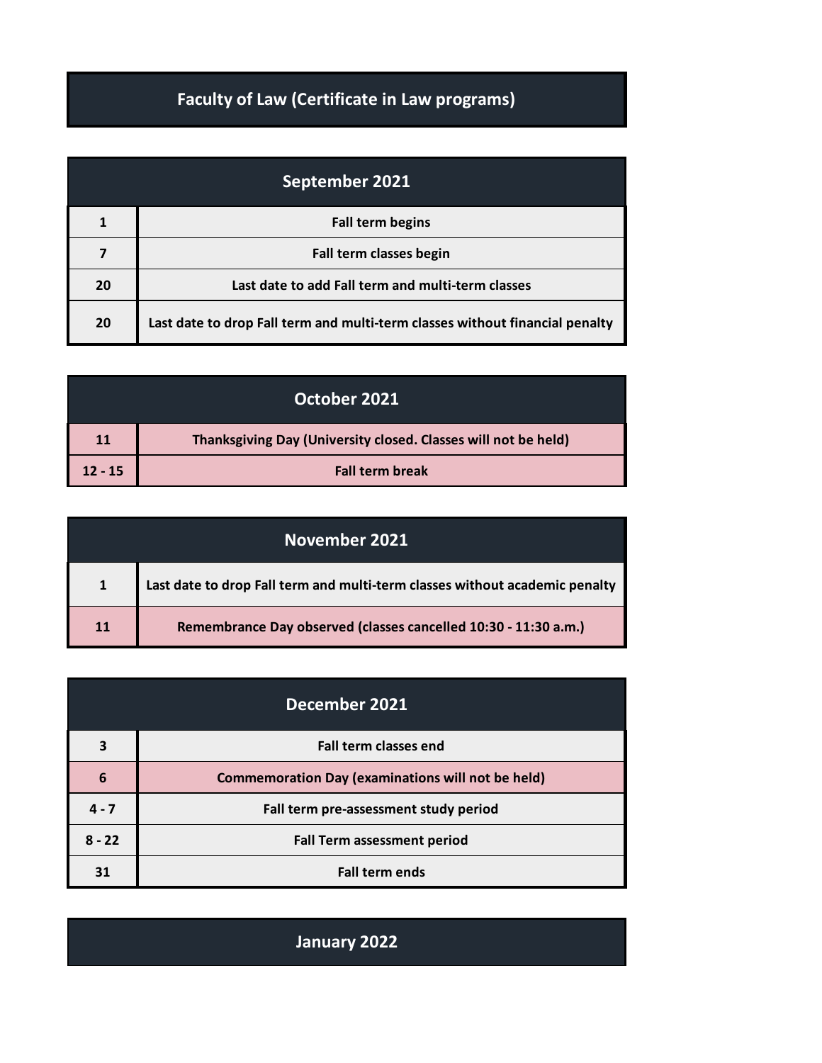# Faculty of Law (Certificate in Law programs)

| September 2021 | |
|---|---|
| 1 | Fall term begins |
| 7 | Fall term classes begin |
| 20 | Last date to add Fall term and multi-term classes |
| 20 | Last date to drop Fall term and multi-term classes without financial penalty |

| October 2021 | |
|---|---|
| 11 | Thanksgiving Day (University closed. Classes will not be held) |
| 12 - 15 | Fall term break |

| November 2021 | |
|---|---|
| 1 | Last date to drop Fall term and multi-term classes without academic penalty |
| 11 | Remembrance Day observed (classes cancelled 10:30 - 11:30 a.m.) |

| December 2021 | |
|---|---|
| 3 | Fall term classes end |
| 6 | Commemoration Day (examinations will not be held) |
| 4 - 7 | Fall term pre-assessment study period |
| 8 - 22 | Fall Term assessment period |
| 31 | Fall term ends |

## January 2022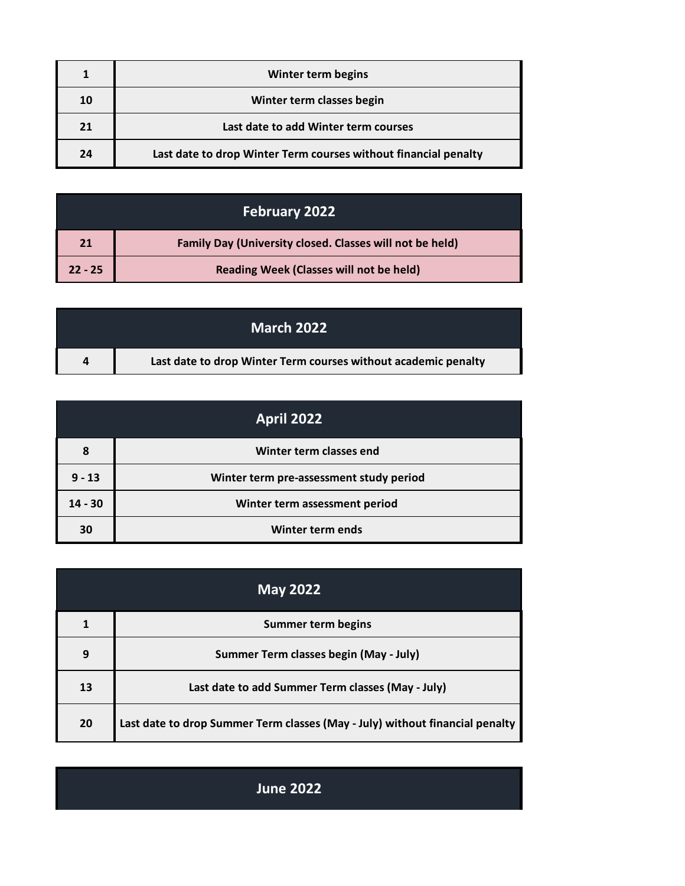| | |
|---|---|
| 1 | Winter term begins |
| 10 | Winter term classes begin |
| 21 | Last date to add Winter term courses |
| 24 | Last date to drop Winter Term courses without financial penalty |

| February 2022 | |
|---|---|
| 21 | Family Day (University closed. Classes will not be held) |
| 22 - 25 | Reading Week (Classes will not be held) |

| March 2022 | |
|---|---|
| 4 | Last date to drop Winter Term courses without academic penalty |

| April 2022 | |
|---|---|
| 8 | Winter term classes end |
| 9 - 13 | Winter term pre-assessment study period |
| 14 - 30 | Winter term assessment period |
| 30 | Winter term ends |

| May 2022 | |
|---|---|
| 1 | Summer term begins |
| 9 | Summer Term classes begin (May - July) |
| 13 | Last date to add Summer Term classes (May - July) |
| 20 | Last date to drop Summer Term classes (May - July) without financial penalty |

| June 2022 | |
|---|---|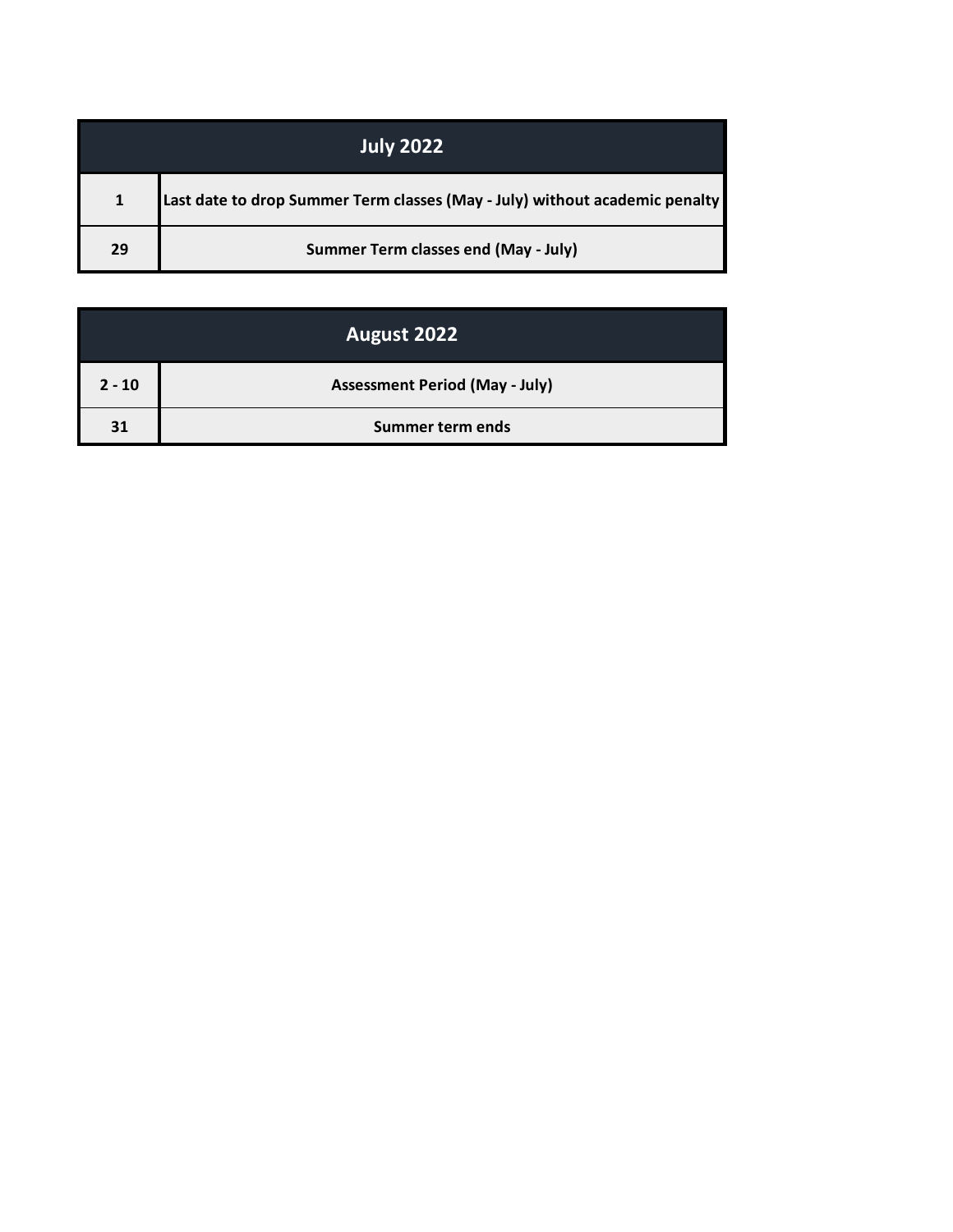| July 2022 | |
|---|---|
| 1 | Last date to drop Summer Term classes (May - July) without academic penalty |
| 29 | Summer Term classes end (May - July) |

| August 2022 | |
|---|---|
| 2 - 10 | Assessment Period (May - July) |
| 31 | Summer term ends |